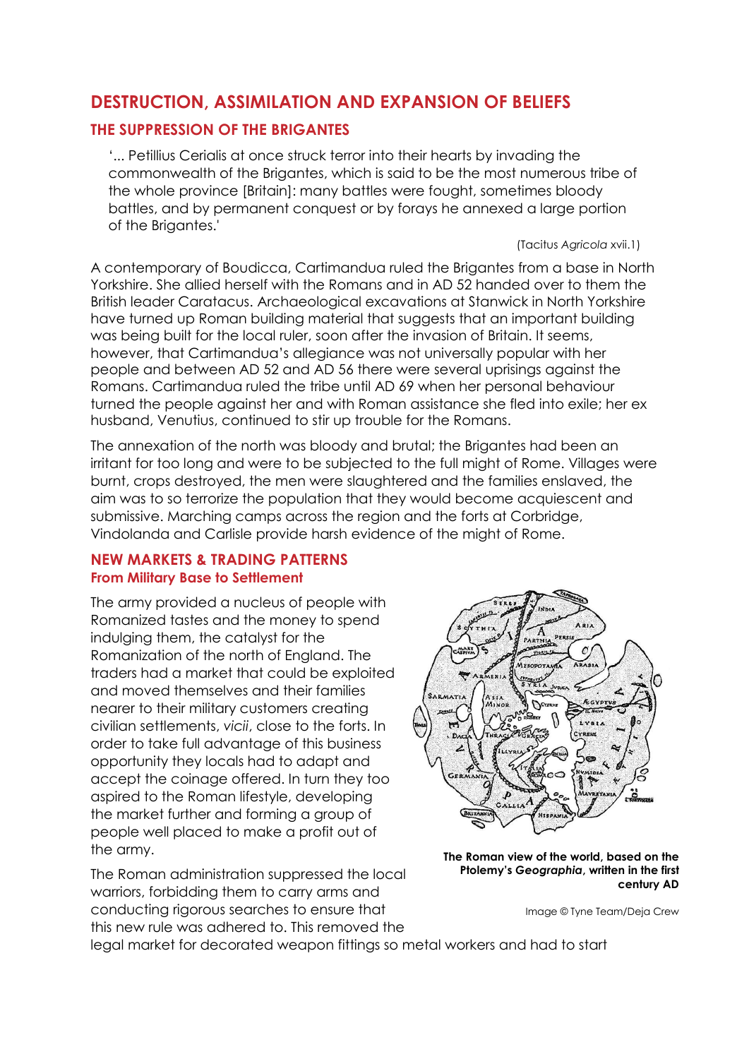## DESTRUCTION, ASSIMILATION AND EXPANSION OF BELIEFS

### THE SUPPRESSION OF THE BRIGANTES

> '... Petillius Cerialis at once struck terror into their hearts by invading the commonwealth of the Brigantes, which is said to be the most numerous tribe of the whole province [Britain]: many battles were fought, sometimes bloody battles, and by permanent conquest or by forays he annexed a large portion of the Brigantes.'
>
> (Tacitus *Agricola* xvii.1)

A contemporary of Boudicca, Cartimandua ruled the Brigantes from a base in North Yorkshire. She allied herself with the Romans and in AD 52 handed over to them the British leader Caratacus. Archaeological excavations at Stanwick in North Yorkshire have turned up Roman building material that suggests that an important building was being built for the local ruler, soon after the invasion of Britain. It seems, however, that Cartimandua's allegiance was not universally popular with her people and between AD 52 and AD 56 there were several uprisings against the Romans. Cartimandua ruled the tribe until AD 69 when her personal behaviour turned the people against her and with Roman assistance she fled into exile; her ex husband, Venutius, continued to stir up trouble for the Romans.

The annexation of the north was bloody and brutal; the Brigantes had been an irritant for too long and were to be subjected to the full might of Rome. Villages were burnt, crops destroyed, the men were slaughtered and the families enslaved, the aim was to so terrorize the population that they would become acquiescent and submissive. Marching camps across the region and the forts at Corbridge, Vindolanda and Carlisle provide harsh evidence of the might of Rome.

### NEW MARKETS & TRADING PATTERNS

#### From Military Base to Settlement

The army provided a nucleus of people with Romanized tastes and the money to spend indulging them, the catalyst for the Romanization of the north of England. The traders had a market that could be exploited and moved themselves and their families nearer to their military customers creating civilian settlements, *vicii*, close to the forts. In order to take full advantage of this business opportunity they locals had to adapt and accept the coinage offered. In turn they too aspired to the Roman lifestyle, developing the market further and forming a group of people well placed to make a profit out of the army.

**The Roman view of the world, based on the Ptolemy's *Geographia*, written in the first century AD**

Image © Tyne Team/Deja Crew

The Roman administration suppressed the local warriors, forbidding them to carry arms and conducting rigorous searches to ensure that this new rule was adhered to. This removed the legal market for decorated weapon fittings so metal workers and had to start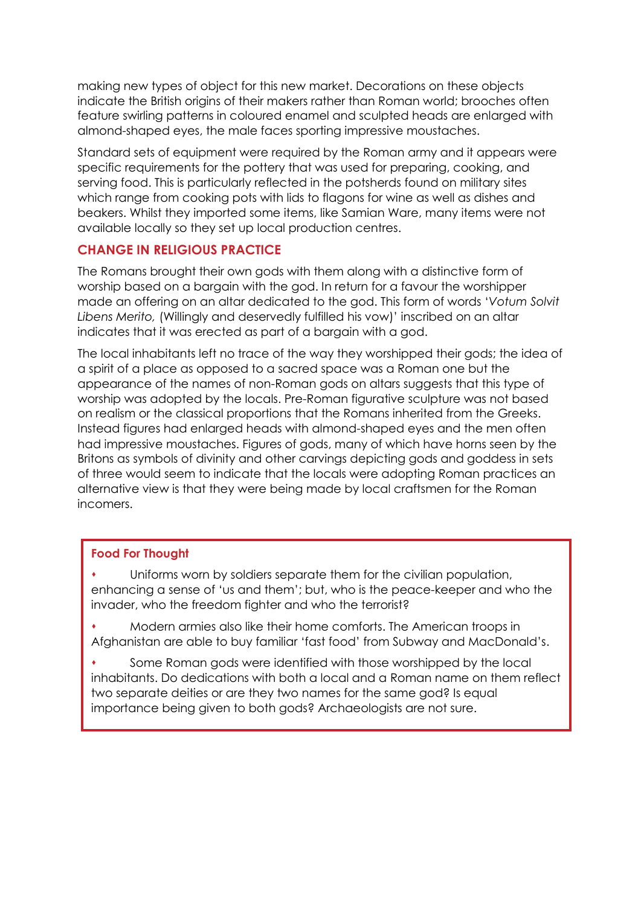making new types of object for this new market. Decorations on these objects indicate the British origins of their makers rather than Roman world; brooches often feature swirling patterns in coloured enamel and sculpted heads are enlarged with almond-shaped eyes, the male faces sporting impressive moustaches.

Standard sets of equipment were required by the Roman army and it appears were specific requirements for the pottery that was used for preparing, cooking, and serving food. This is particularly reflected in the potsherds found on military sites which range from cooking pots with lids to flagons for wine as well as dishes and beakers. Whilst they imported some items, like Samian Ware, many items were not available locally so they set up local production centres.

## CHANGE IN RELIGIOUS PRACTICE

The Romans brought their own gods with them along with a distinctive form of worship based on a bargain with the god. In return for a favour the worshipper made an offering on an altar dedicated to the god. This form of words '*Votum Solvit Libens Merito,* (Willingly and deservedly fulfilled his vow)' inscribed on an altar indicates that it was erected as part of a bargain with a god.

The local inhabitants left no trace of the way they worshipped their gods; the idea of a spirit of a place as opposed to a sacred space was a Roman one but the appearance of the names of non-Roman gods on altars suggests that this type of worship was adopted by the locals. Pre-Roman figurative sculpture was not based on realism or the classical proportions that the Romans inherited from the Greeks. Instead figures had enlarged heads with almond-shaped eyes and the men often had impressive moustaches. Figures of gods, many of which have horns seen by the Britons as symbols of divinity and other carvings depicting gods and goddess in sets of three would seem to indicate that the locals were adopting Roman practices an alternative view is that they were being made by local craftsmen for the Roman incomers.

**Food For Thought**

- Uniforms worn by soldiers separate them for the civilian population, enhancing a sense of 'us and them'; but, who is the peace-keeper and who the invader, who the freedom fighter and who the terrorist?
- Modern armies also like their home comforts. The American troops in Afghanistan are able to buy familiar 'fast food' from Subway and MacDonald's.
- Some Roman gods were identified with those worshipped by the local inhabitants. Do dedications with both a local and a Roman name on them reflect two separate deities or are they two names for the same god? Is equal importance being given to both gods? Archaeologists are not sure.